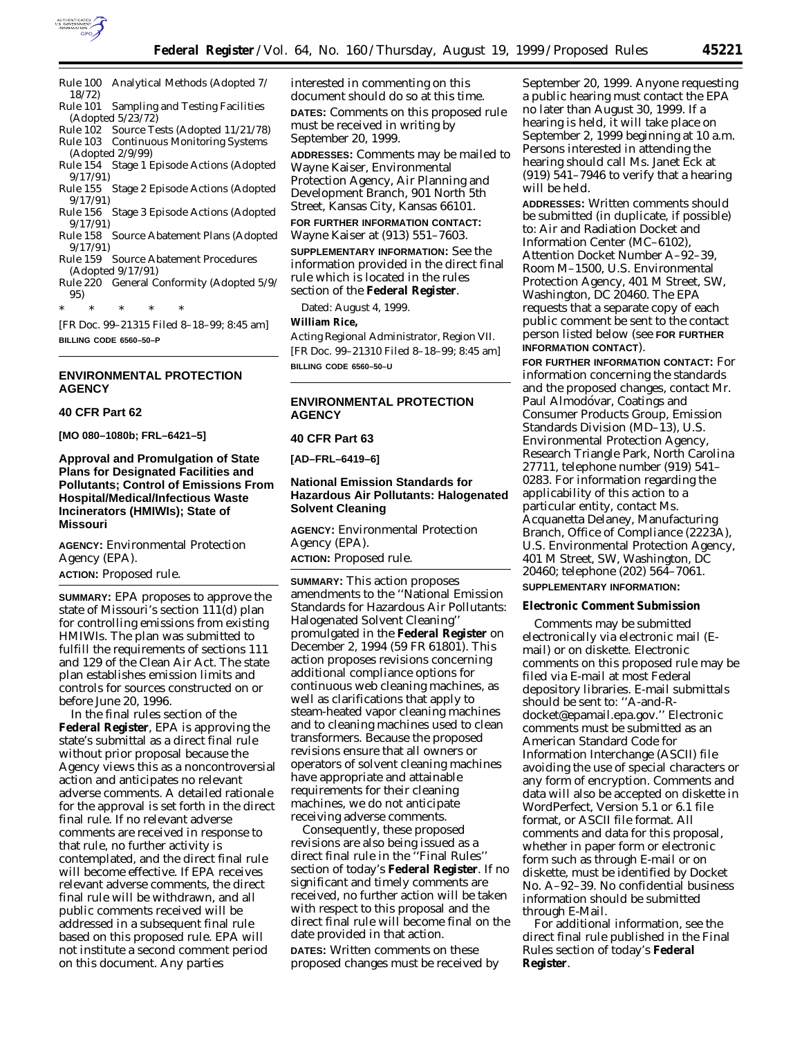Rule 100 Analytical Methods (Adopted 7/18/72)
Rule 101 Sampling and Testing Facilities (Adopted 5/23/72)
Rule 102 Source Tests (Adopted 11/21/78)
Rule 103 Continuous Monitoring Systems (Adopted 2/9/99)
Rule 154 Stage 1 Episode Actions (Adopted 9/17/91)
Rule 155 Stage 2 Episode Actions (Adopted 9/17/91)
Rule 156 Stage 3 Episode Actions (Adopted 9/17/91)
Rule 158 Source Abatement Plans (Adopted 9/17/91)
Rule 159 Source Abatement Procedures (Adopted 9/17/91)
Rule 220 General Conformity (Adopted 5/9/95)

\* \* \* \* \*

[FR Doc. 99–21315 Filed 8–18–99; 8:45 am]

**BILLING CODE 6560–50–P**

---

## ENVIRONMENTAL PROTECTION AGENCY

### 40 CFR Part 62

**[MO 080–1080b; FRL–6421–5]**

### Approval and Promulgation of State Plans for Designated Facilities and Pollutants; Control of Emissions From Hospital/Medical/Infectious Waste Incinerators (HMIWIs); State of Missouri

**AGENCY:** Environmental Protection Agency (EPA).

**ACTION:** Proposed rule.

**SUMMARY:** EPA proposes to approve the state of Missouri's section 111(d) plan for controlling emissions from existing HMIWIs. The plan was submitted to fulfill the requirements of sections 111 and 129 of the Clean Air Act. The state plan establishes emission limits and controls for sources constructed on or before June 20, 1996.

In the final rules section of the **Federal Register**, EPA is approving the state's submittal as a direct final rule without prior proposal because the Agency views this as a noncontroversial action and anticipates no relevant adverse comments. A detailed rationale for the approval is set forth in the direct final rule. If no relevant adverse comments are received in response to that rule, no further activity is contemplated, and the direct final rule will become effective. If EPA receives relevant adverse comments, the direct final rule will be withdrawn, and all public comments received will be addressed in a subsequent final rule based on this proposed rule. EPA will not institute a second comment period on this document. Any parties interested in commenting on this document should do so at this time.

**DATES:** Comments on this proposed rule must be received in writing by September 20, 1999.

**ADDRESSES:** Comments may be mailed to Wayne Kaiser, Environmental Protection Agency, Air Planning and Development Branch, 901 North 5th Street, Kansas City, Kansas 66101.

**FOR FURTHER INFORMATION CONTACT:** Wayne Kaiser at (913) 551–7603.

**SUPPLEMENTARY INFORMATION:** See the information provided in the direct final rule which is located in the rules section of the **Federal Register**.

Dated: August 4, 1999.

**William Rice,**

*Acting Regional Administrator, Region VII.*

[FR Doc. 99–21310 Filed 8–18–99; 8:45 am]

**BILLING CODE 6560–50–U**

---

## ENVIRONMENTAL PROTECTION AGENCY

### 40 CFR Part 63

**[AD–FRL–6419–6]**

### National Emission Standards for Hazardous Air Pollutants: Halogenated Solvent Cleaning

**AGENCY:** Environmental Protection Agency (EPA).

**ACTION:** Proposed rule.

**SUMMARY:** This action proposes amendments to the ''National Emission Standards for Hazardous Air Pollutants: Halogenated Solvent Cleaning'' promulgated in the **Federal Register** on December 2, 1994 (59 FR 61801). This action proposes revisions concerning additional compliance options for continuous web cleaning machines, as well as clarifications that apply to steam-heated vapor cleaning machines and to cleaning machines used to clean transformers. Because the proposed revisions ensure that all owners or operators of solvent cleaning machines have appropriate and attainable requirements for their cleaning machines, we do not anticipate receiving adverse comments.

Consequently, these proposed revisions are also being issued as a direct final rule in the ''Final Rules'' section of today's **Federal Register**. If no significant and timely comments are received, no further action will be taken with respect to this proposal and the direct final rule will become final on the date provided in that action.

**DATES:** Written comments on these proposed changes must be received by September 20, 1999. Anyone requesting a public hearing must contact the EPA no later than August 30, 1999. If a hearing is held, it will take place on September 2, 1999 beginning at 10 a.m. Persons interested in attending the hearing should call Ms. Janet Eck at (919) 541–7946 to verify that a hearing will be held.

**ADDRESSES:** Written comments should be submitted (in duplicate, if possible) to: Air and Radiation Docket and Information Center (MC–6102), Attention Docket Number A–92–39, Room M–1500, U.S. Environmental Protection Agency, 401 M Street, SW, Washington, DC 20460. The EPA requests that a separate copy of each public comment be sent to the contact person listed below (see **FOR FURTHER INFORMATION CONTACT**).

**FOR FURTHER INFORMATION CONTACT:** For information concerning the standards and the proposed changes, contact Mr. Paul Almodóvar, Coatings and Consumer Products Group, Emission Standards Division (MD–13), U.S. Environmental Protection Agency, Research Triangle Park, North Carolina 27711, telephone number (919) 541–0283. For information regarding the applicability of this action to a particular entity, contact Ms. Acquanetta Delaney, Manufacturing Branch, Office of Compliance (2223A), U.S. Environmental Protection Agency, 401 M Street, SW, Washington, DC 20460; telephone (202) 564–7061.

**SUPPLEMENTARY INFORMATION:**

#### Electronic Comment Submission

Comments may be submitted electronically via electronic mail (E-mail) or on diskette. Electronic comments on this proposed rule may be filed via E-mail at most Federal depository libraries. E-mail submittals should be sent to: ''A-and-R-docket@epamail.epa.gov.'' Electronic comments must be submitted as an American Standard Code for Information Interchange (ASCII) file avoiding the use of special characters or any form of encryption. Comments and data will also be accepted on diskette in WordPerfect, Version 5.1 or 6.1 file format, or ASCII file format. All comments and data for this proposal, whether in paper form or electronic form such as through E-mail or on diskette, must be identified by Docket No. A–92–39. No confidential business information should be submitted through E-Mail.

For additional information, see the direct final rule published in the Final Rules section of today's **Federal Register**.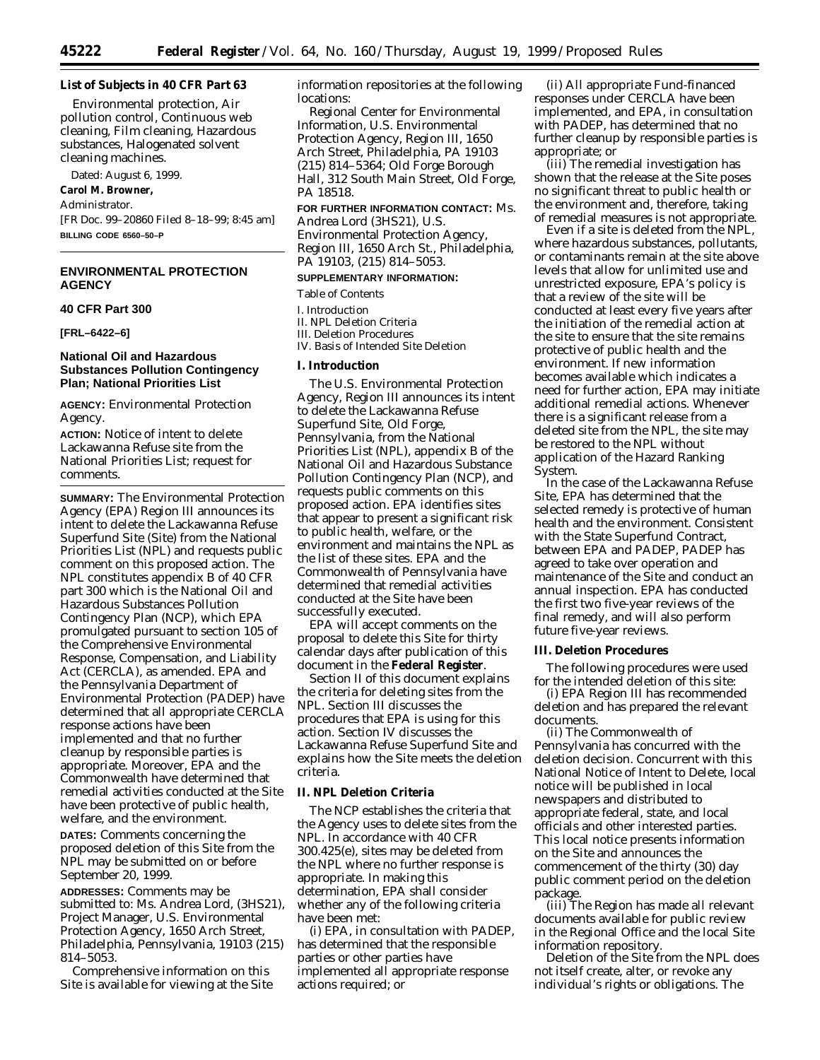## List of Subjects in 40 CFR Part 63

Environmental protection, Air pollution control, Continuous web cleaning, Film cleaning, Hazardous substances, Halogenated solvent cleaning machines.

Dated: August 6, 1999.

**Carol M. Browner,**

*Administrator.*

[FR Doc. 99–20860 Filed 8–18–99; 8:45 am]

**BILLING CODE 6560–50–P**

---

# ENVIRONMENTAL PROTECTION AGENCY

## 40 CFR Part 300

**[FRL–6422–6]**

## National Oil and Hazardous Substances Pollution Contingency Plan; National Priorities List

**AGENCY:** Environmental Protection Agency.

**ACTION:** Notice of intent to delete Lackawanna Refuse site from the National Priorities List; request for comments.

---

**SUMMARY:** The Environmental Protection Agency (EPA) Region III announces its intent to delete the Lackawanna Refuse Superfund Site (Site) from the National Priorities List (NPL) and requests public comment on this proposed action. The NPL constitutes appendix B of 40 CFR part 300 which is the National Oil and Hazardous Substances Pollution Contingency Plan (NCP), which EPA promulgated pursuant to section 105 of the Comprehensive Environmental Response, Compensation, and Liability Act (CERCLA), as amended. EPA and the Pennsylvania Department of Environmental Protection (PADEP) have determined that all appropriate CERCLA response actions have been implemented and that no further cleanup by responsible parties is appropriate. Moreover, EPA and the Commonwealth have determined that remedial activities conducted at the Site have been protective of public health, welfare, and the environment.

**DATES:** Comments concerning the proposed deletion of this Site from the NPL may be submitted on or before September 20, 1999.

**ADDRESSES:** Comments may be submitted to: Ms. Andrea Lord, (3HS21), Project Manager, U.S. Environmental Protection Agency, 1650 Arch Street, Philadelphia, Pennsylvania, 19103 (215) 814–5053.

Comprehensive information on this Site is available for viewing at the Site information repositories at the following locations:

Regional Center for Environmental Information, U.S. Environmental Protection Agency, Region III, 1650 Arch Street, Philadelphia, PA 19103 (215) 814–5364; Old Forge Borough Hall, 312 South Main Street, Old Forge, PA 18518.

**FOR FURTHER INFORMATION CONTACT:** Ms. Andrea Lord (3HS21), U.S. Environmental Protection Agency, Region III, 1650 Arch St., Philadelphia, PA 19103, (215) 814–5053.

**SUPPLEMENTARY INFORMATION:**

Table of Contents

I. Introduction
II. NPL Deletion Criteria
III. Deletion Procedures
IV. Basis of Intended Site Deletion

## I. Introduction

The U.S. Environmental Protection Agency, Region III announces its intent to delete the Lackawanna Refuse Superfund Site, Old Forge, Pennsylvania, from the National Priorities List (NPL), appendix B of the National Oil and Hazardous Substance Pollution Contingency Plan (NCP), and requests public comments on this proposed action. EPA identifies sites that appear to present a significant risk to public health, welfare, or the environment and maintains the NPL as the list of these sites. EPA and the Commonwealth of Pennsylvania have determined that remedial activities conducted at the Site have been successfully executed.

EPA will accept comments on the proposal to delete this Site for thirty calendar days after publication of this document in the **Federal Register**.

Section II of this document explains the criteria for deleting sites from the NPL. Section III discusses the procedures that EPA is using for this action. Section IV discusses the Lackawanna Refuse Superfund Site and explains how the Site meets the deletion criteria.

## II. NPL Deletion Criteria

The NCP establishes the criteria that the Agency uses to delete sites from the NPL. In accordance with 40 CFR 300.425(e), sites may be deleted from the NPL where no further response is appropriate. In making this determination, EPA shall consider whether any of the following criteria have been met:

(i) EPA, in consultation with PADEP, has determined that the responsible parties or other parties have implemented all appropriate response actions required; or

(ii) All appropriate Fund-financed responses under CERCLA have been implemented, and EPA, in consultation with PADEP, has determined that no further cleanup by responsible parties is appropriate; or

(iii) The remedial investigation has shown that the release at the Site poses no significant threat to public health or the environment and, therefore, taking of remedial measures is not appropriate.

Even if a site is deleted from the NPL, where hazardous substances, pollutants, or contaminants remain at the site above levels that allow for unlimited use and unrestricted exposure, EPA's policy is that a review of the site will be conducted at least every five years after the initiation of the remedial action at the site to ensure that the site remains protective of public health and the environment. If new information becomes available which indicates a need for further action, EPA may initiate additional remedial actions. Whenever there is a significant release from a deleted site from the NPL, the site may be restored to the NPL without application of the Hazard Ranking System.

In the case of the Lackawanna Refuse Site, EPA has determined that the selected remedy is protective of human health and the environment. Consistent with the State Superfund Contract, between EPA and PADEP, PADEP has agreed to take over operation and maintenance of the Site and conduct an annual inspection. EPA has conducted the first two five-year reviews of the final remedy, and will also perform future five-year reviews.

## III. Deletion Procedures

The following procedures were used for the intended deletion of this site:

(i) EPA Region III has recommended deletion and has prepared the relevant documents.

(ii) The Commonwealth of Pennsylvania has concurred with the deletion decision. Concurrent with this National Notice of Intent to Delete, local notice will be published in local newspapers and distributed to appropriate federal, state, and local officials and other interested parties. This local notice presents information on the Site and announces the commencement of the thirty (30) day public comment period on the deletion package.

(iii) The Region has made all relevant documents available for public review in the Regional Office and the local Site information repository.

Deletion of the Site from the NPL does not itself create, alter, or revoke any individual's rights or obligations. The